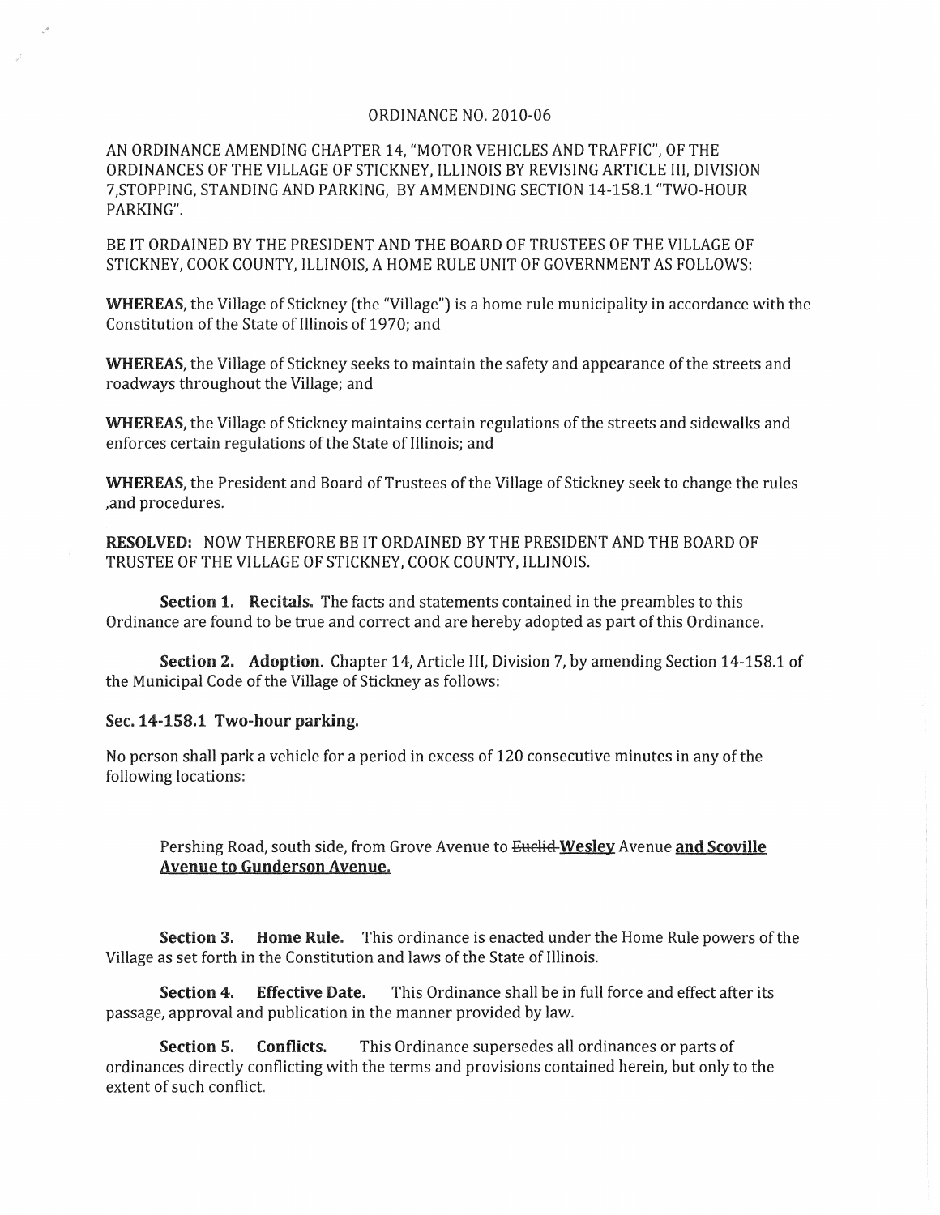ORDINANCE NO. 2010-06

AN ORDINANCE AMENDING CHAPTER 14, "MOTOR VEHICLES AND TRAFFIC", OF THE ORDINANCES OF THE VILLAGE OF STICKNEY, ILLINOIS BY REVISING ARTICLE III, DIVISION 7,STOPPING, STANDING AND PARKING, BY AMMENDING SECTION 14-158.1 "TWO-HOUR PARKING".

BE IT ORDAINED BY THE PRESIDENT AND THE BOARD OF TRUSTEES OF THE VILLAGE OF STICKNEY, COOK COUNTY, ILLINOIS, A HOME RULE UNIT OF GOVERNMENT AS FOLLOWS:

**WHEREAS**, the Village of Stickney (the "Village") is a home rule municipality in accordance with the Constitution of the State of Illinois of 1970; and

**WHEREAS**, the Village of Stickney seeks to maintain the safety and appearance of the streets and roadways throughout the Village; and

**WHEREAS**, the Village of Stickney maintains certain regulations of the streets and sidewalks and enforces certain regulations of the State of Illinois; and

**WHEREAS**, the President and Board of Trustees of the Village of Stickney seek to change the rules ,and procedures.

**RESOLVED:** NOW THEREFORE BE IT ORDAINED BY THE PRESIDENT AND THE BOARD OF TRUSTEE OF THE VILLAGE OF STICKNEY, COOK COUNTY, ILLINOIS.

**Section 1. Recitals.** The facts and statements contained in the preambles to this Ordinance are found to be true and correct and are hereby adopted as part of this Ordinance.

**Section 2. Adoption**. Chapter 14, Article III, Division 7, by amending Section 14-158.1 of the Municipal Code of the Village of Stickney as follows:

**Sec. 14-158.1 Two-hour parking.**

No person shall park a vehicle for a period in excess of 120 consecutive minutes in any of the following locations:

> Pershing Road, south side, from Grove Avenue to ~~Euclid~~ **Wesley** Avenue **and Scoville Avenue to Gunderson Avenue.**

**Section 3. Home Rule.** This ordinance is enacted under the Home Rule powers of the Village as set forth in the Constitution and laws of the State of Illinois.

**Section 4. Effective Date.** This Ordinance shall be in full force and effect after its passage, approval and publication in the manner provided by law.

**Section 5. Conflicts.** This Ordinance supersedes all ordinances or parts of ordinances directly conflicting with the terms and provisions contained herein, but only to the extent of such conflict.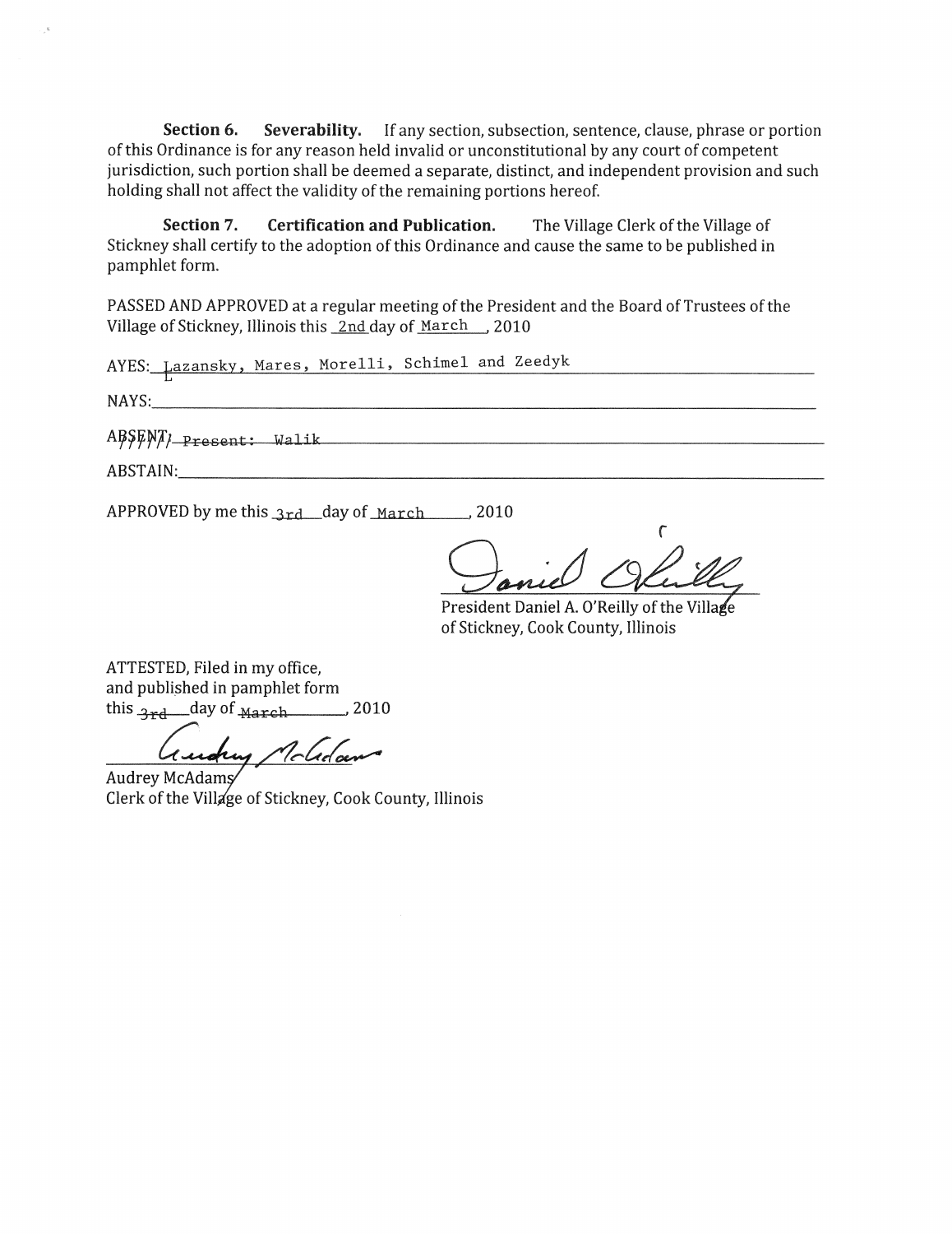**Section 6. Severability.** If any section, subsection, sentence, clause, phrase or portion of this Ordinance is for any reason held invalid or unconstitutional by any court of competent jurisdiction, such portion shall be deemed a separate, distinct, and independent provision and such holding shall not affect the validity of the remaining portions hereof.

**Section 7. Certification and Publication.** The Village Clerk of the Village of Stickney shall certify to the adoption of this Ordinance and cause the same to be published in pamphlet form.

PASSED AND APPROVED at a regular meeting of the President and the Board of Trustees of the Village of Stickney, Illinois this 2nd day of March , 2010

AYES: Lazansky, Mares, Morelli, Schimel and Zeedyk

NAYS:

ABSENT: ~~Present:~~ Walik

ABSTAIN:

APPROVED by me this 3rd day of March , 2010

President Daniel A. O'Reilly of the Village of Stickney, Cook County, Illinois

ATTESTED, Filed in my office, and published in pamphlet form this 3rd day of March , 2010

Audrey McAdams
Clerk of the Village of Stickney, Cook County, Illinois